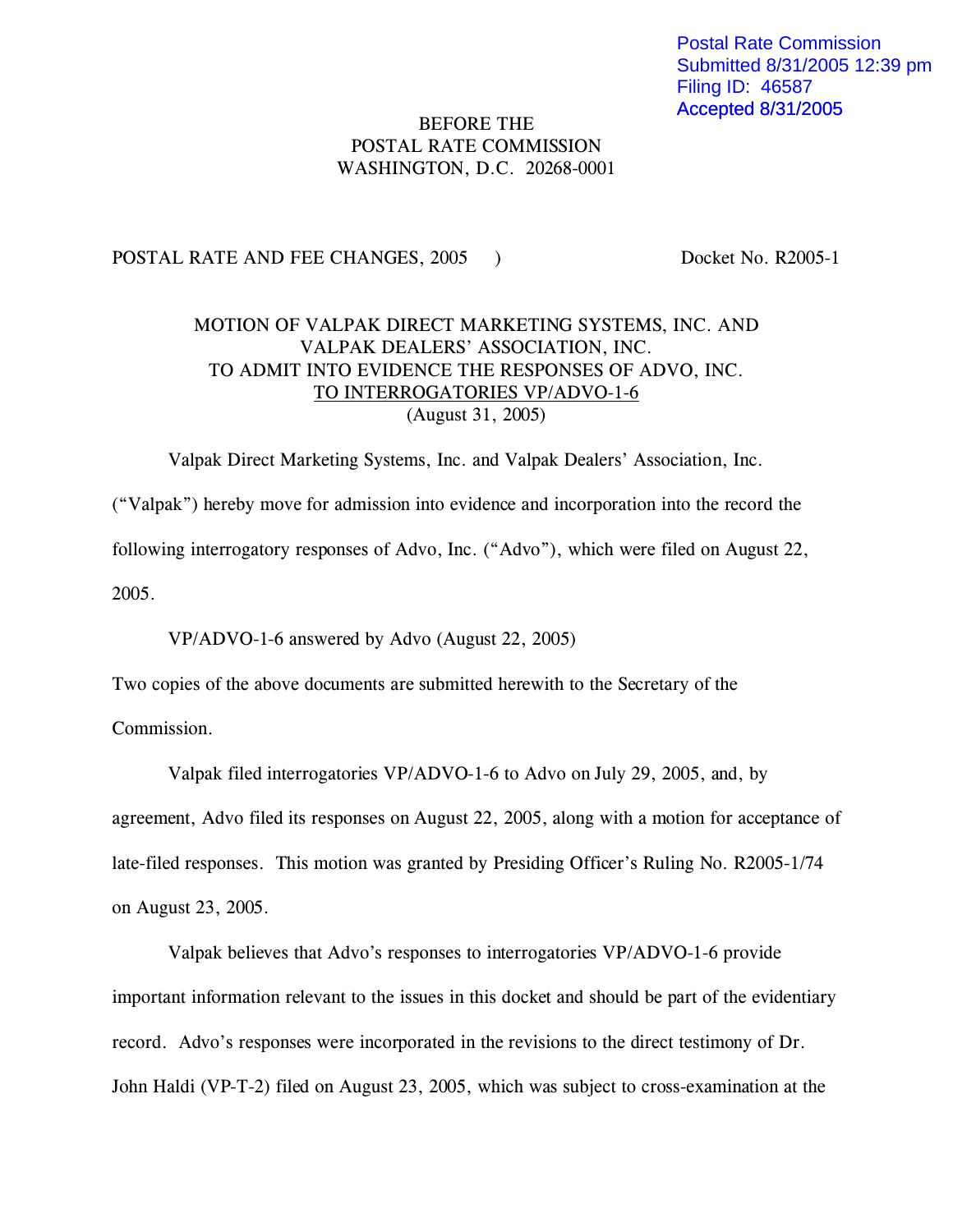Postal Rate Commission
Submitted 8/31/2005 12:39 pm
Filing ID: 46587
Accepted 8/31/2005

BEFORE THE
POSTAL RATE COMMISSION
WASHINGTON, D.C. 20268-0001

POSTAL RATE AND FEE CHANGES, 2005 ) Docket No. R2005-1

MOTION OF VALPAK DIRECT MARKETING SYSTEMS, INC. AND
VALPAK DEALERS' ASSOCIATION, INC.
TO ADMIT INTO EVIDENCE THE RESPONSES OF ADVO, INC.
TO INTERROGATORIES VP/ADVO-1-6
(August 31, 2005)

Valpak Direct Marketing Systems, Inc. and Valpak Dealers' Association, Inc. ("Valpak") hereby move for admission into evidence and incorporation into the record the following interrogatory responses of Advo, Inc. ("Advo"), which were filed on August 22, 2005.

VP/ADVO-1-6 answered by Advo (August 22, 2005)

Two copies of the above documents are submitted herewith to the Secretary of the Commission.

Valpak filed interrogatories VP/ADVO-1-6 to Advo on July 29, 2005, and, by agreement, Advo filed its responses on August 22, 2005, along with a motion for acceptance of late-filed responses. This motion was granted by Presiding Officer's Ruling No. R2005-1/74 on August 23, 2005.

Valpak believes that Advo's responses to interrogatories VP/ADVO-1-6 provide important information relevant to the issues in this docket and should be part of the evidentiary record. Advo's responses were incorporated in the revisions to the direct testimony of Dr. John Haldi (VP-T-2) filed on August 23, 2005, which was subject to cross-examination at the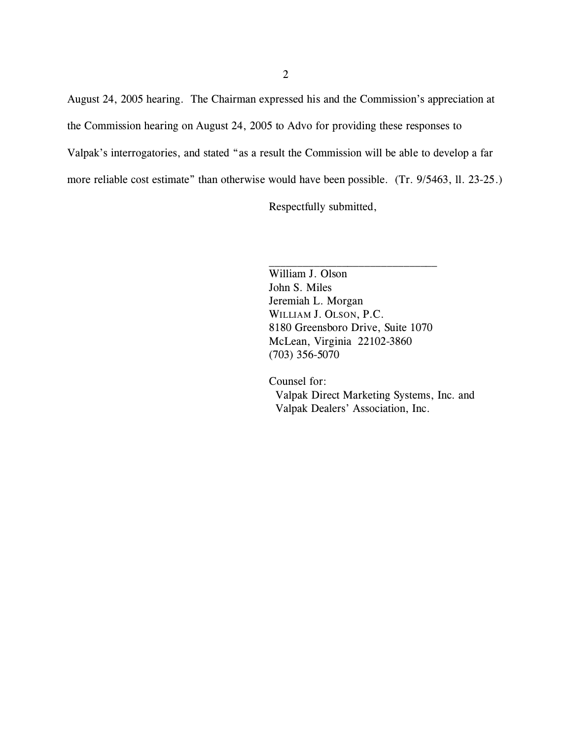August 24, 2005 hearing. The Chairman expressed his and the Commission's appreciation at the Commission hearing on August 24, 2005 to Advo for providing these responses to Valpak's interrogatories, and stated "as a result the Commission will be able to develop a far more reliable cost estimate" than otherwise would have been possible. (Tr. 9/5463, ll. 23-25.)

Respectfully submitted,

\_\_\_\_\_\_\_\_\_\_\_\_\_\_\_\_\_\_\_\_\_\_\_\_\_\_\_\_\_\_

William J. Olson
John S. Miles
Jeremiah L. Morgan
WILLIAM J. OLSON, P.C.
8180 Greensboro Drive, Suite 1070
McLean, Virginia 22102-3860
(703) 356-5070

Counsel for:
Valpak Direct Marketing Systems, Inc. and
Valpak Dealers' Association, Inc.